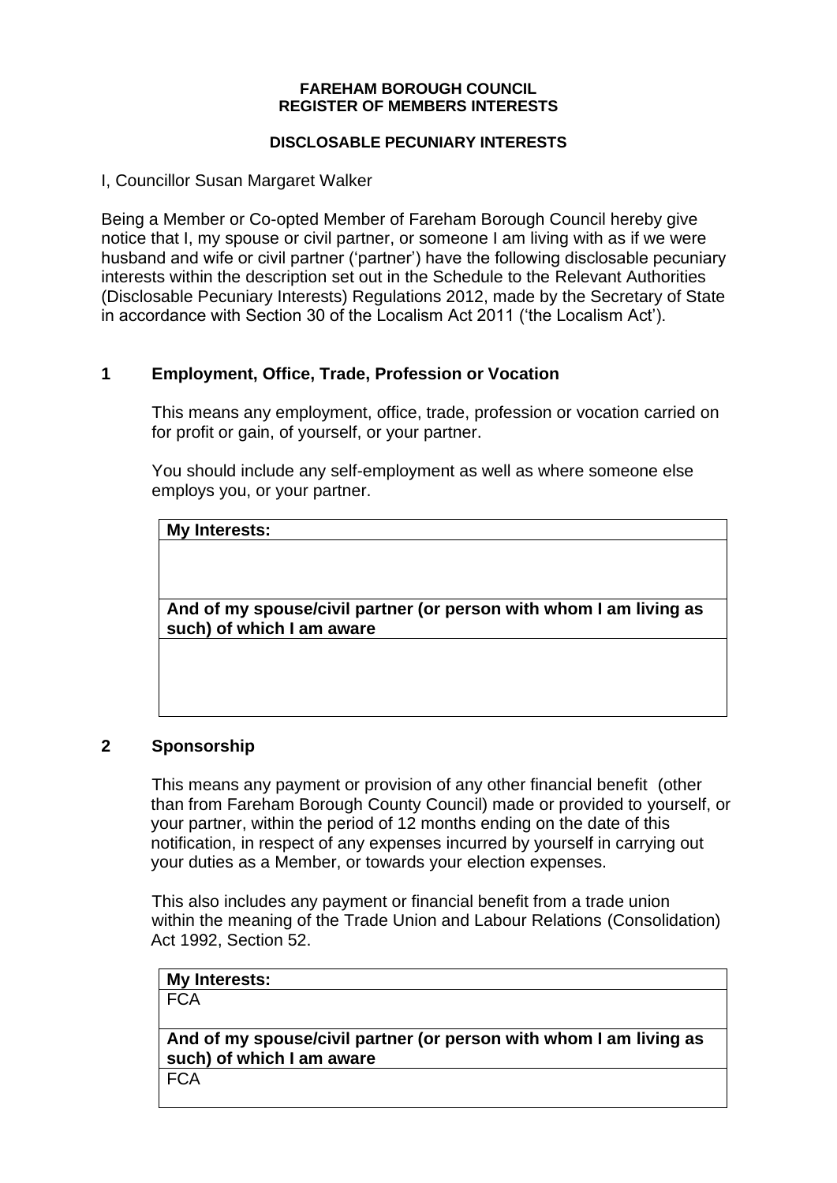**FAREHAM BOROUGH COUNCIL**
**REGISTER OF MEMBERS INTERESTS**

**DISCLOSABLE PECUNIARY INTERESTS**

I, Councillor Susan Margaret Walker

Being a Member or Co-opted Member of Fareham Borough Council hereby give notice that I, my spouse or civil partner, or someone I am living with as if we were husband and wife or civil partner ('partner') have the following disclosable pecuniary interests within the description set out in the Schedule to the Relevant Authorities (Disclosable Pecuniary Interests) Regulations 2012, made by the Secretary of State in accordance with Section 30 of the Localism Act 2011 ('the Localism Act').

## 1 Employment, Office, Trade, Profession or Vocation

This means any employment, office, trade, profession or vocation carried on for profit or gain, of yourself, or your partner.

You should include any self-employment as well as where someone else employs you, or your partner.

| **My Interests:** |
|---|
| |
| **And of my spouse/civil partner (or person with whom I am living as such) of which I am aware** |
| |

## 2 Sponsorship

This means any payment or provision of any other financial benefit (other than from Fareham Borough County Council) made or provided to yourself, or your partner, within the period of 12 months ending on the date of this notification, in respect of any expenses incurred by yourself in carrying out your duties as a Member, or towards your election expenses.

This also includes any payment or financial benefit from a trade union within the meaning of the Trade Union and Labour Relations (Consolidation) Act 1992, Section 52.

| **My Interests:** |
|---|
| FCA |
| **And of my spouse/civil partner (or person with whom I am living as such) of which I am aware** |
| FCA |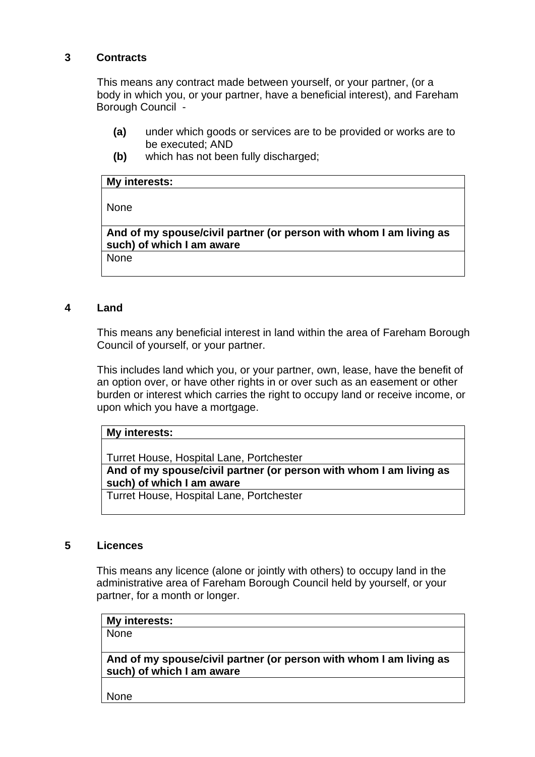## 3 Contracts

This means any contract made between yourself, or your partner, (or a body in which you, or your partner, have a beneficial interest), and Fareham Borough Council -

- **(a)** under which goods or services are to be provided or works are to be executed; AND
- **(b)** which has not been fully discharged;

| **My interests:** |
|---|
| None |
| **And of my spouse/civil partner (or person with whom I am living as such) of which I am aware** |
| None |

## 4 Land

This means any beneficial interest in land within the area of Fareham Borough Council of yourself, or your partner.

This includes land which you, or your partner, own, lease, have the benefit of an option over, or have other rights in or over such as an easement or other burden or interest which carries the right to occupy land or receive income, or upon which you have a mortgage.

| **My interests:** |
|---|
| Turret House, Hospital Lane, Portchester |
| **And of my spouse/civil partner (or person with whom I am living as such) of which I am aware** |
| Turret House, Hospital Lane, Portchester |

## 5 Licences

This means any licence (alone or jointly with others) to occupy land in the administrative area of Fareham Borough Council held by yourself, or your partner, for a month or longer.

| **My interests:** |
|---|
| None |
| **And of my spouse/civil partner (or person with whom I am living as such) of which I am aware** |
| None |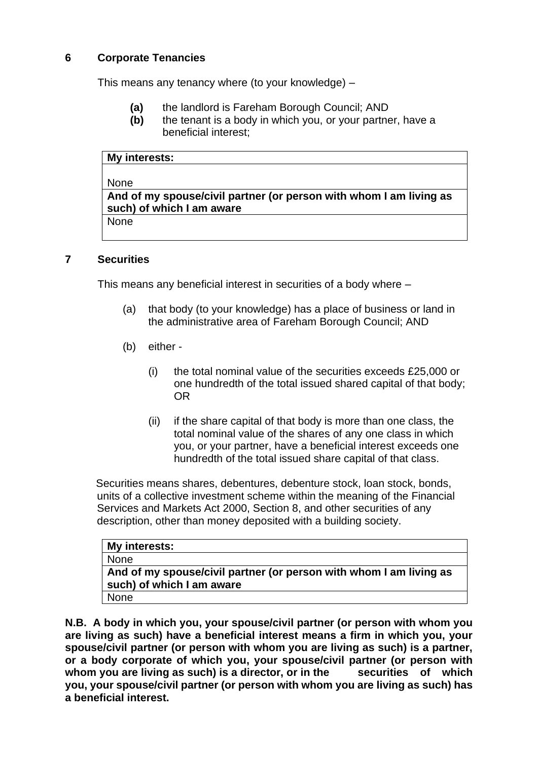## 6 Corporate Tenancies

This means any tenancy where (to your knowledge) –

- **(a)** the landlord is Fareham Borough Council; AND
- **(b)** the tenant is a body in which you, or your partner, have a beneficial interest;

| **My interests:** |
|---|
| None |
| **And of my spouse/civil partner (or person with whom I am living as such) of which I am aware** |
| None |

## 7 Securities

This means any beneficial interest in securities of a body where –

- (a) that body (to your knowledge) has a place of business or land in the administrative area of Fareham Borough Council; AND
- (b) either -
  - (i) the total nominal value of the securities exceeds £25,000 or one hundredth of the total issued shared capital of that body; OR
  - (ii) if the share capital of that body is more than one class, the total nominal value of the shares of any one class in which you, or your partner, have a beneficial interest exceeds one hundredth of the total issued share capital of that class.

Securities means shares, debentures, debenture stock, loan stock, bonds, units of a collective investment scheme within the meaning of the Financial Services and Markets Act 2000, Section 8, and other securities of any description, other than money deposited with a building society.

| **My interests:** |
|---|
| None |
| **And of my spouse/civil partner (or person with whom I am living as such) of which I am aware** |
| None |

**N.B. A body in which you, your spouse/civil partner (or person with whom you are living as such) have a beneficial interest means a firm in which you, your spouse/civil partner (or person with whom you are living as such) is a partner, or a body corporate of which you, your spouse/civil partner (or person with whom you are living as such) is a director, or in the securities of which you, your spouse/civil partner (or person with whom you are living as such) has a beneficial interest.**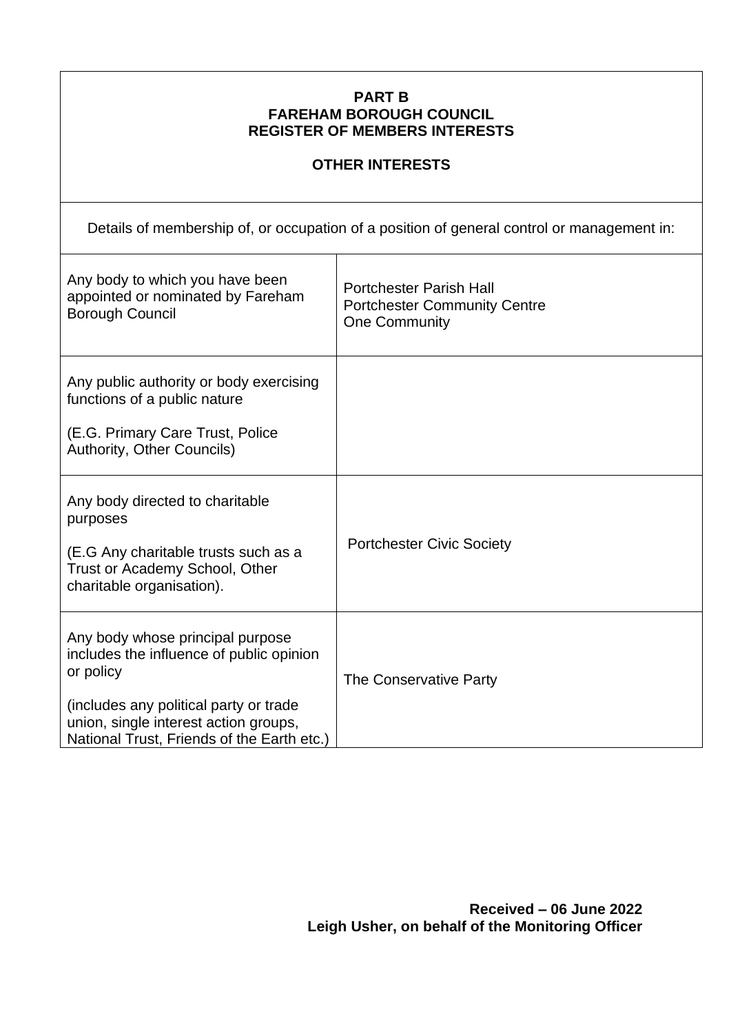**PART B**
**FAREHAM BOROUGH COUNCIL**
**REGISTER OF MEMBERS INTERESTS**

**OTHER INTERESTS**

Details of membership of, or occupation of a position of general control or management in:

| | |
|---|---|
| Any body to which you have been appointed or nominated by Fareham Borough Council | Portchester Parish Hall<br>Portchester Community Centre<br>One Community |
| Any public authority or body exercising functions of a public nature<br><br>(E.G. Primary Care Trust, Police Authority, Other Councils) | |
| Any body directed to charitable purposes<br><br>(E.G Any charitable trusts such as a Trust or Academy School, Other charitable organisation). | Portchester Civic Society |
| Any body whose principal purpose includes the influence of public opinion or policy<br><br>(includes any political party or trade union, single interest action groups, National Trust, Friends of the Earth etc.) | The Conservative Party |

**Received – 06 June 2022**
**Leigh Usher, on behalf of the Monitoring Officer**